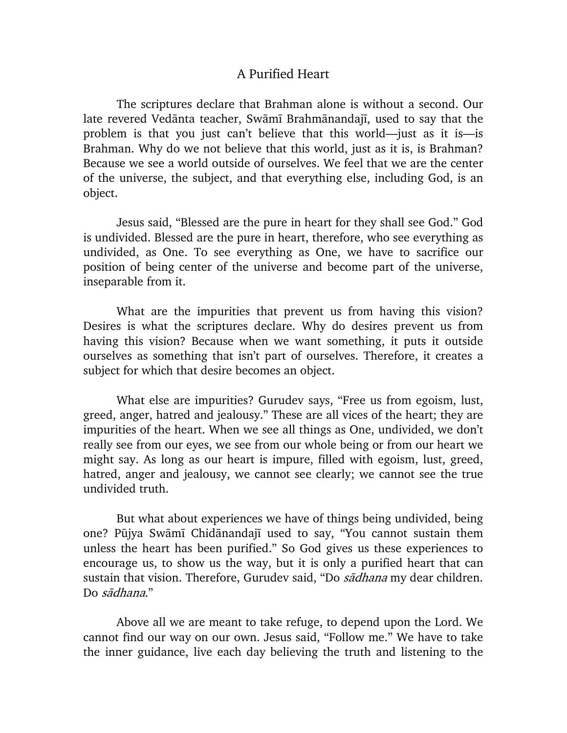# A Purified Heart

The scriptures declare that Brahman alone is without a second. Our late revered Vedānta teacher, Swāmī Brahmānandajī, used to say that the problem is that you just can't believe that this world—just as it is—is Brahman. Why do we not believe that this world, just as it is, is Brahman? Because we see a world outside of ourselves. We feel that we are the center of the universe, the subject, and that everything else, including God, is an object.

Jesus said, "Blessed are the pure in heart for they shall see God." God is undivided. Blessed are the pure in heart, therefore, who see everything as undivided, as One. To see everything as One, we have to sacrifice our position of being center of the universe and become part of the universe, inseparable from it.

What are the impurities that prevent us from having this vision? Desires is what the scriptures declare. Why do desires prevent us from having this vision? Because when we want something, it puts it outside ourselves as something that isn't part of ourselves. Therefore, it creates a subject for which that desire becomes an object.

What else are impurities? Gurudev says, "Free us from egoism, lust, greed, anger, hatred and jealousy." These are all vices of the heart; they are impurities of the heart. When we see all things as One, undivided, we don't really see from our eyes, we see from our whole being or from our heart we might say. As long as our heart is impure, filled with egoism, lust, greed, hatred, anger and jealousy, we cannot see clearly; we cannot see the true undivided truth.

But what about experiences we have of things being undivided, being one? Pūjya Swāmī Chidānandajī used to say, "You cannot sustain them unless the heart has been purified." So God gives us these experiences to encourage us, to show us the way, but it is only a purified heart that can sustain that vision. Therefore, Gurudev said, "Do *sādhana* my dear children. Do *sādhana*."

Above all we are meant to take refuge, to depend upon the Lord. We cannot find our way on our own. Jesus said, "Follow me." We have to take the inner guidance, live each day believing the truth and listening to the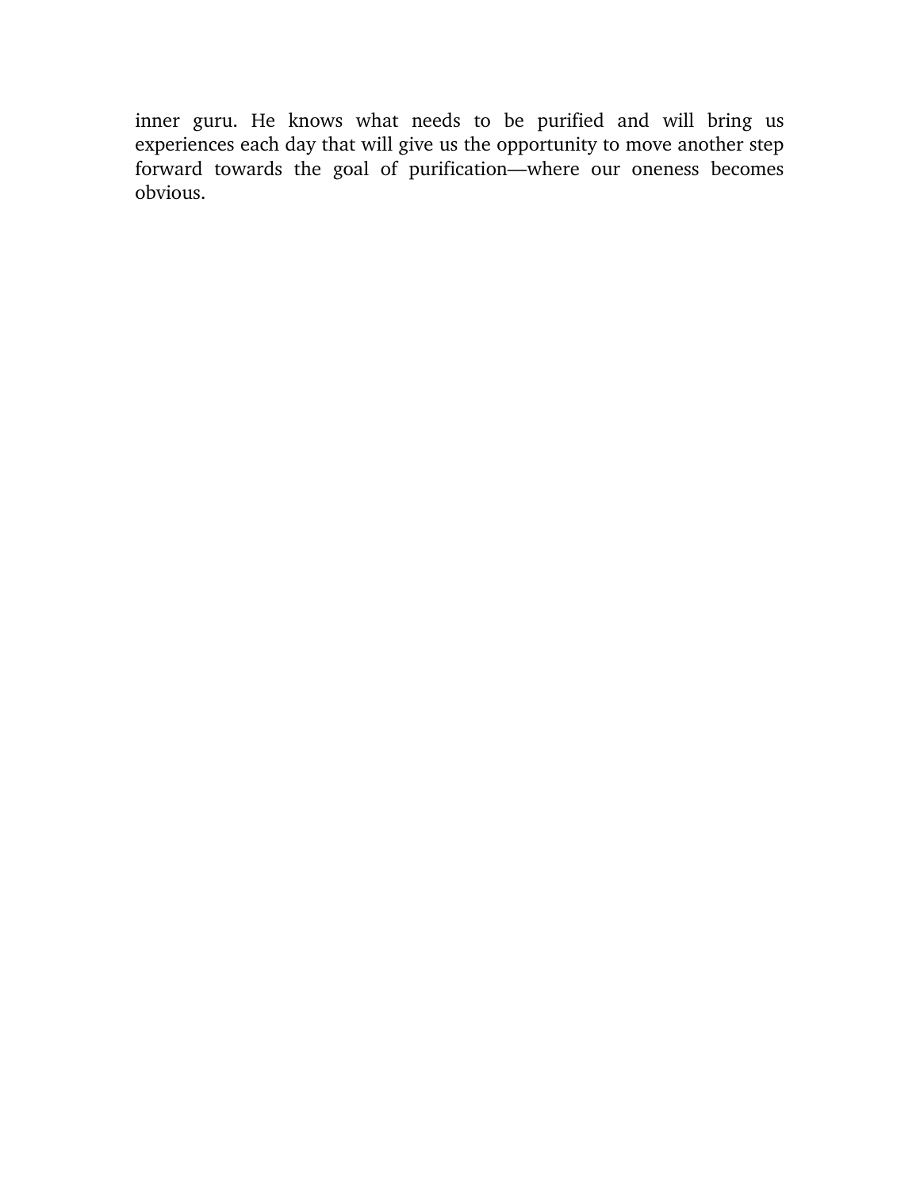inner guru. He knows what needs to be purified and will bring us experiences each day that will give us the opportunity to move another step forward towards the goal of purification—where our oneness becomes obvious.